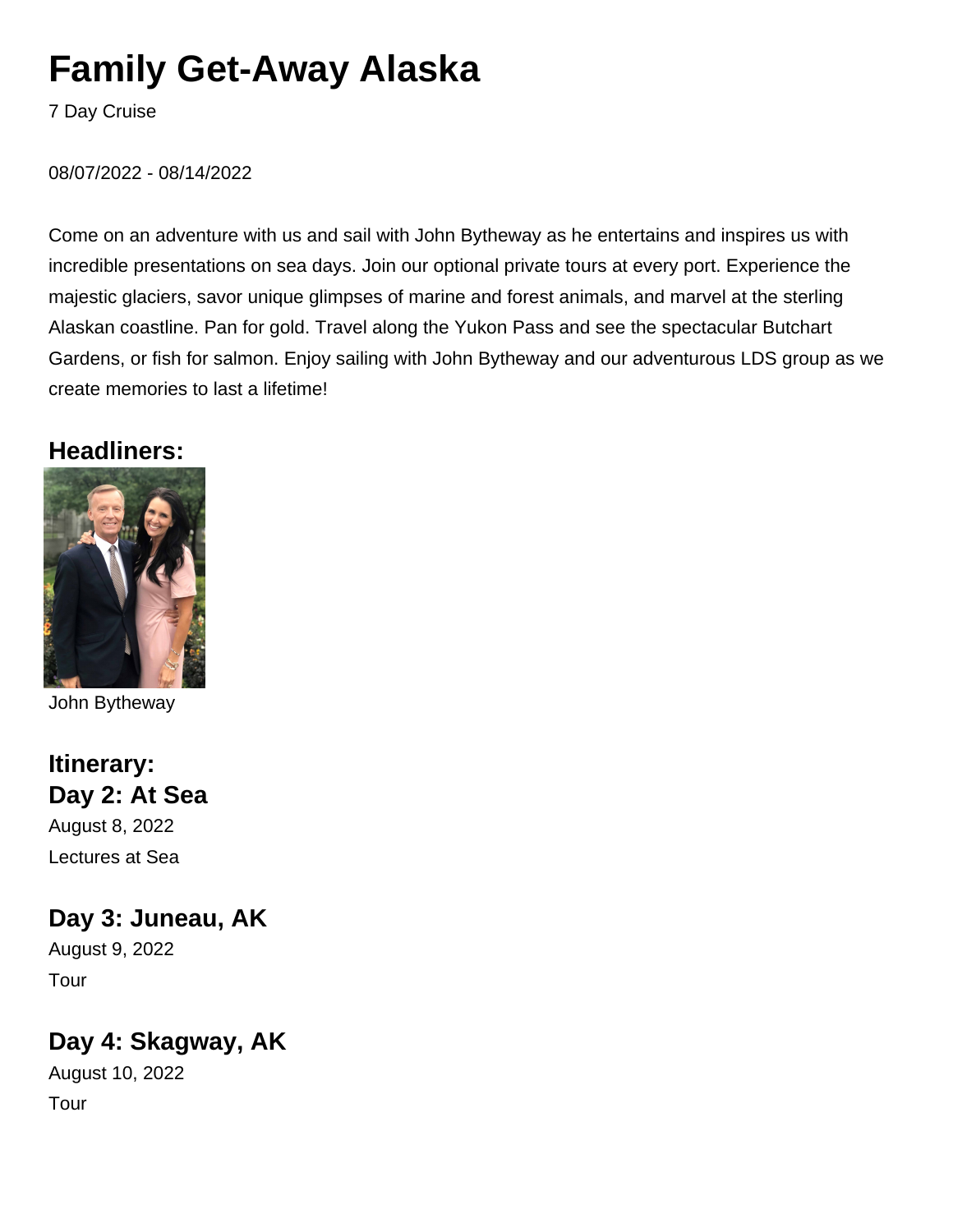# Family Get-Away Alaska

7 Day Cruise

08/07/2022 - 08/14/2022

Come on an adventure with us and sail with John Bytheway as he entertains and inspires us with incredible presentations on sea days. Join our optional private tours at every port. Experience the majestic glaciers, savor unique glimpses of marine and forest animals, and marvel at the sterling Alaskan coastline. Pan for gold. Travel along the Yukon Pass and see the spectacular Butchart Gardens, or fish for salmon. Enjoy sailing with John Bytheway and our adventurous LDS group as we create memories to last a lifetime!

## Headliners:

John Bytheway

## Itinerary:

## Day 2: At Sea

August 8, 2022

Lectures at Sea

## Day 3: Juneau, AK

August 9, 2022

Tour

## Day 4: Skagway, AK

August 10, 2022

Tour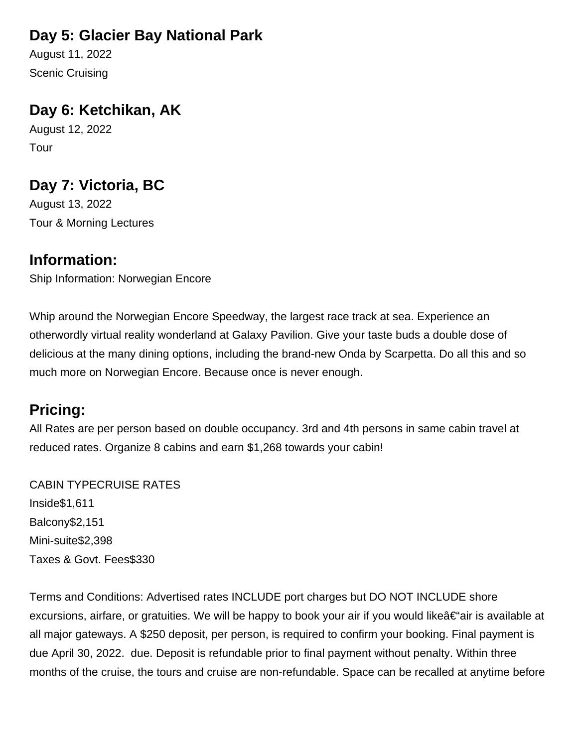## Day 5: Glacier Bay National Park

August 11, 2022

Scenic Cruising

## Day 6: Ketchikan, AK

August 12, 2022

Tour

## Day 7: Victoria, BC

August 13, 2022

Tour & Morning Lectures

## Information:

Ship Information: Norwegian Encore

Whip around the Norwegian Encore Speedway, the largest race track at sea. Experience an otherwordly virtual reality wonderland at Galaxy Pavilion. Give your taste buds a double dose of delicious at the many dining options, including the brand-new Onda by Scarpetta. Do all this and so much more on Norwegian Encore. Because once is never enough.

## Pricing:

All Rates are per person based on double occupancy. 3rd and 4th persons in same cabin travel at reduced rates. Organize 8 cabins and earn $1,268 towards your cabin!

CABIN TYPECRUISE RATES
Inside$1,611
Balcony$2,151
Mini-suite$2,398
Taxes & Govt. Fees$330

Terms and Conditions: Advertised rates INCLUDE port charges but DO NOT INCLUDE shore excursions, airfare, or gratuities. We will be happy to book your air if you would likeâ€“air is available at all major gateways. A $250 deposit, per person, is required to confirm your booking. Final payment is due April 30, 2022. due. Deposit is refundable prior to final payment without penalty. Within three months of the cruise, the tours and cruise are non-refundable. Space can be recalled at anytime before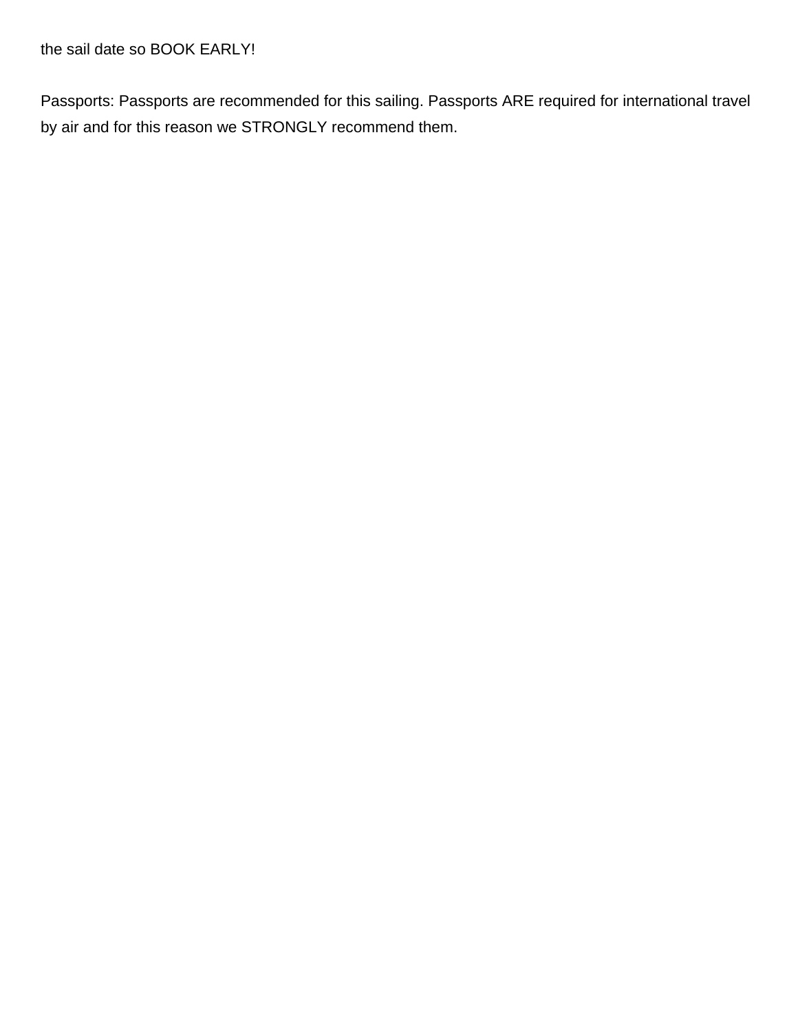the sail date so BOOK EARLY!

Passports: Passports are recommended for this sailing. Passports ARE required for international travel by air and for this reason we STRONGLY recommend them.